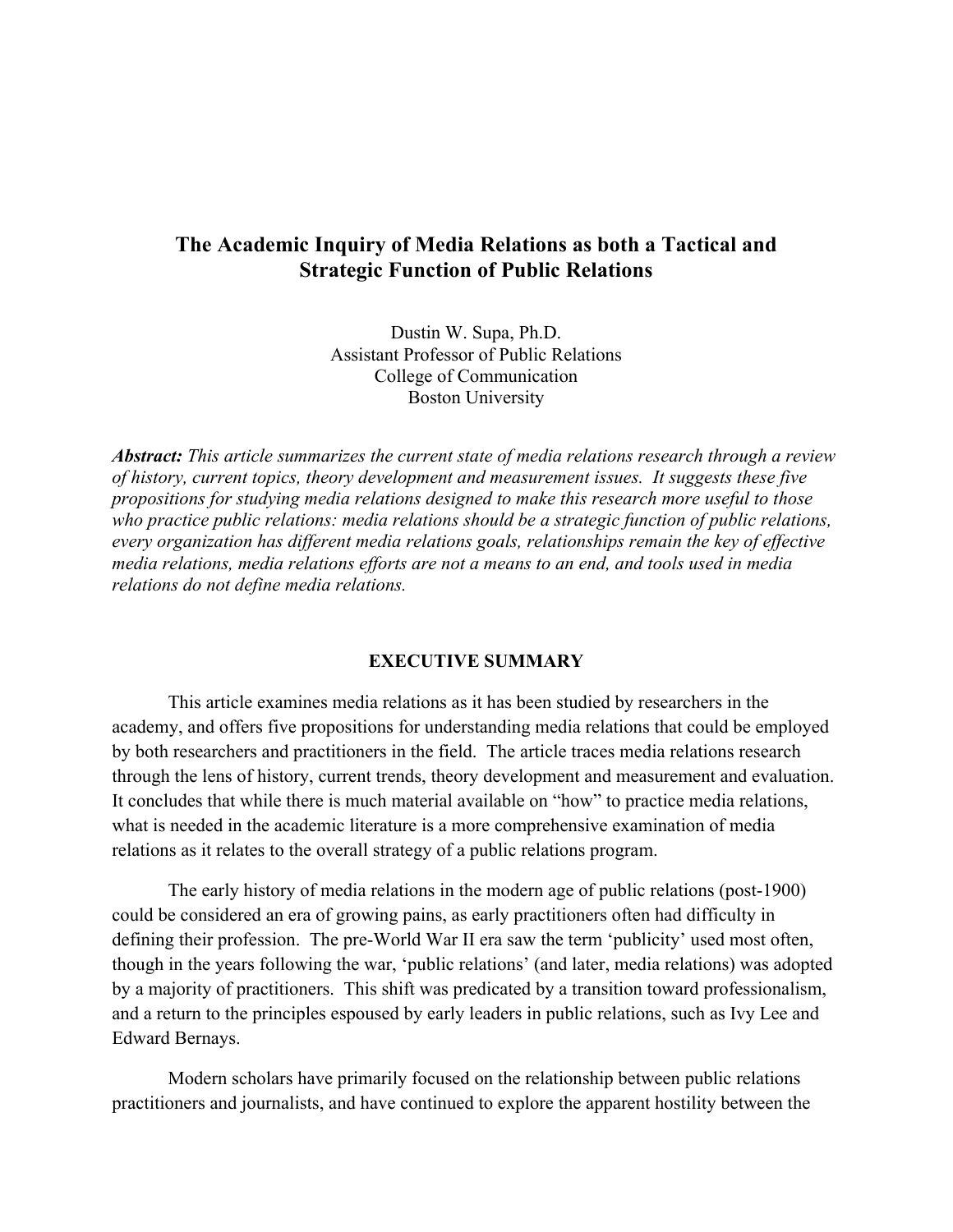# The Academic Inquiry of Media Relations as both a Tactical and Strategic Function of Public Relations

Dustin W. Supa, Ph.D.
Assistant Professor of Public Relations
College of Communication
Boston University

***Abstract:*** *This article summarizes the current state of media relations research through a review of history, current topics, theory development and measurement issues. It suggests these five propositions for studying media relations designed to make this research more useful to those who practice public relations: media relations should be a strategic function of public relations, every organization has different media relations goals, relationships remain the key of effective media relations, media relations efforts are not a means to an end, and tools used in media relations do not define media relations.*

## EXECUTIVE SUMMARY

This article examines media relations as it has been studied by researchers in the academy, and offers five propositions for understanding media relations that could be employed by both researchers and practitioners in the field. The article traces media relations research through the lens of history, current trends, theory development and measurement and evaluation. It concludes that while there is much material available on "how" to practice media relations, what is needed in the academic literature is a more comprehensive examination of media relations as it relates to the overall strategy of a public relations program.

The early history of media relations in the modern age of public relations (post-1900) could be considered an era of growing pains, as early practitioners often had difficulty in defining their profession. The pre-World War II era saw the term 'publicity' used most often, though in the years following the war, 'public relations' (and later, media relations) was adopted by a majority of practitioners. This shift was predicated by a transition toward professionalism, and a return to the principles espoused by early leaders in public relations, such as Ivy Lee and Edward Bernays.

Modern scholars have primarily focused on the relationship between public relations practitioners and journalists, and have continued to explore the apparent hostility between the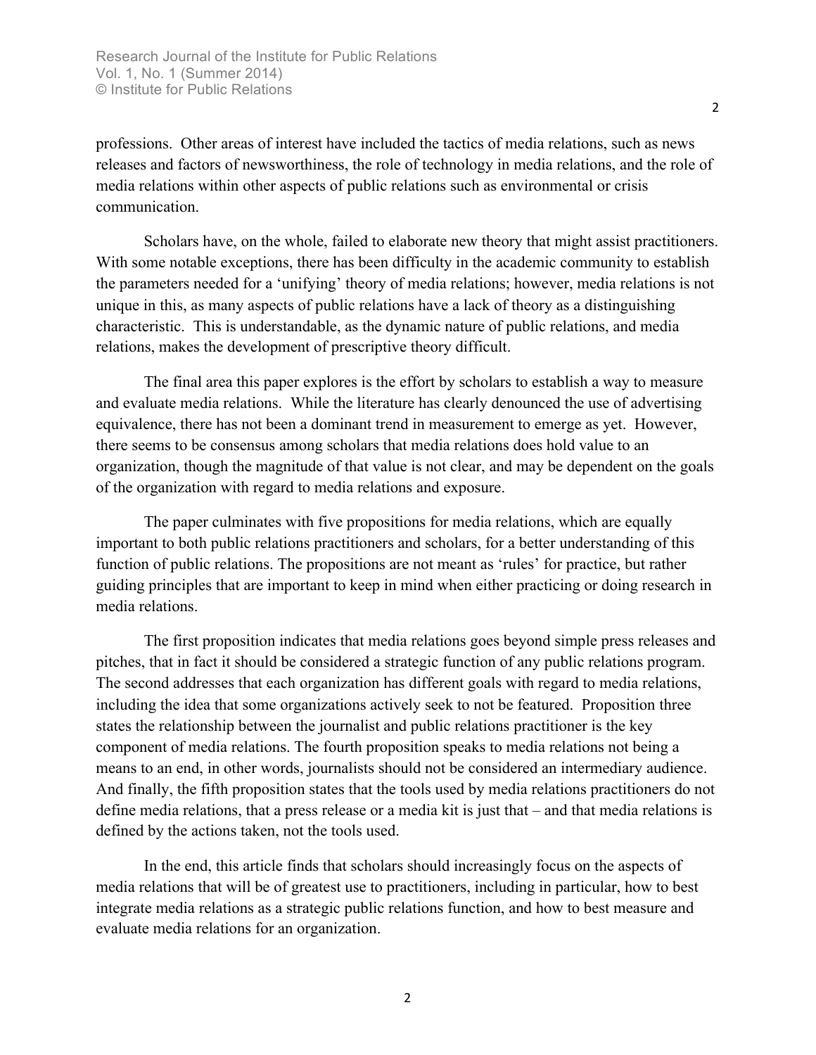professions. Other areas of interest have included the tactics of media relations, such as news releases and factors of newsworthiness, the role of technology in media relations, and the role of media relations within other aspects of public relations such as environmental or crisis communication.

Scholars have, on the whole, failed to elaborate new theory that might assist practitioners. With some notable exceptions, there has been difficulty in the academic community to establish the parameters needed for a 'unifying' theory of media relations; however, media relations is not unique in this, as many aspects of public relations have a lack of theory as a distinguishing characteristic. This is understandable, as the dynamic nature of public relations, and media relations, makes the development of prescriptive theory difficult.

The final area this paper explores is the effort by scholars to establish a way to measure and evaluate media relations. While the literature has clearly denounced the use of advertising equivalence, there has not been a dominant trend in measurement to emerge as yet. However, there seems to be consensus among scholars that media relations does hold value to an organization, though the magnitude of that value is not clear, and may be dependent on the goals of the organization with regard to media relations and exposure.

The paper culminates with five propositions for media relations, which are equally important to both public relations practitioners and scholars, for a better understanding of this function of public relations. The propositions are not meant as 'rules' for practice, but rather guiding principles that are important to keep in mind when either practicing or doing research in media relations.

The first proposition indicates that media relations goes beyond simple press releases and pitches, that in fact it should be considered a strategic function of any public relations program. The second addresses that each organization has different goals with regard to media relations, including the idea that some organizations actively seek to not be featured. Proposition three states the relationship between the journalist and public relations practitioner is the key component of media relations. The fourth proposition speaks to media relations not being a means to an end, in other words, journalists should not be considered an intermediary audience. And finally, the fifth proposition states that the tools used by media relations practitioners do not define media relations, that a press release or a media kit is just that – and that media relations is defined by the actions taken, not the tools used.

In the end, this article finds that scholars should increasingly focus on the aspects of media relations that will be of greatest use to practitioners, including in particular, how to best integrate media relations as a strategic public relations function, and how to best measure and evaluate media relations for an organization.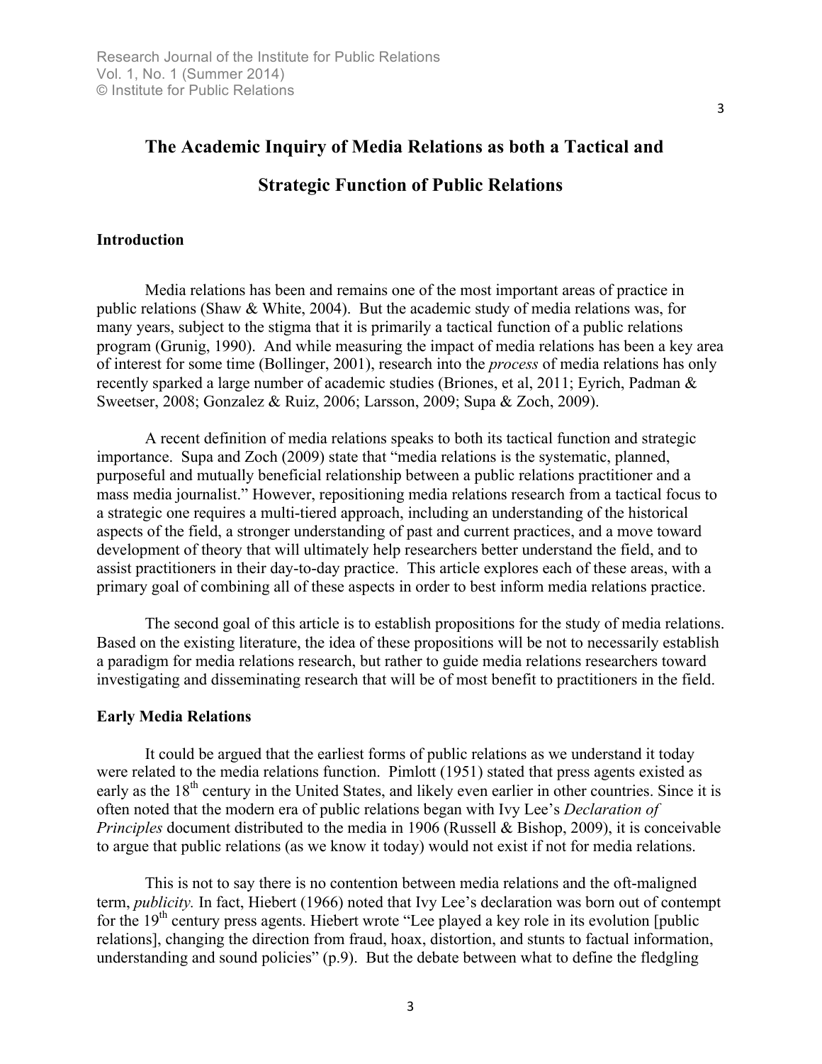# The Academic Inquiry of Media Relations as both a Tactical and Strategic Function of Public Relations

## Introduction

Media relations has been and remains one of the most important areas of practice in public relations (Shaw & White, 2004). But the academic study of media relations was, for many years, subject to the stigma that it is primarily a tactical function of a public relations program (Grunig, 1990). And while measuring the impact of media relations has been a key area of interest for some time (Bollinger, 2001), research into the *process* of media relations has only recently sparked a large number of academic studies (Briones, et al, 2011; Eyrich, Padman & Sweetser, 2008; Gonzalez & Ruiz, 2006; Larsson, 2009; Supa & Zoch, 2009).

A recent definition of media relations speaks to both its tactical function and strategic importance. Supa and Zoch (2009) state that "media relations is the systematic, planned, purposeful and mutually beneficial relationship between a public relations practitioner and a mass media journalist." However, repositioning media relations research from a tactical focus to a strategic one requires a multi-tiered approach, including an understanding of the historical aspects of the field, a stronger understanding of past and current practices, and a move toward development of theory that will ultimately help researchers better understand the field, and to assist practitioners in their day-to-day practice. This article explores each of these areas, with a primary goal of combining all of these aspects in order to best inform media relations practice.

The second goal of this article is to establish propositions for the study of media relations. Based on the existing literature, the idea of these propositions will be not to necessarily establish a paradigm for media relations research, but rather to guide media relations researchers toward investigating and disseminating research that will be of most benefit to practitioners in the field.

## Early Media Relations

It could be argued that the earliest forms of public relations as we understand it today were related to the media relations function. Pimlott (1951) stated that press agents existed as early as the 18th century in the United States, and likely even earlier in other countries. Since it is often noted that the modern era of public relations began with Ivy Lee's *Declaration of Principles* document distributed to the media in 1906 (Russell & Bishop, 2009), it is conceivable to argue that public relations (as we know it today) would not exist if not for media relations.

This is not to say there is no contention between media relations and the oft-maligned term, *publicity.* In fact, Hiebert (1966) noted that Ivy Lee's declaration was born out of contempt for the 19th century press agents. Hiebert wrote "Lee played a key role in its evolution [public relations], changing the direction from fraud, hoax, distortion, and stunts to factual information, understanding and sound policies" (p.9). But the debate between what to define the fledgling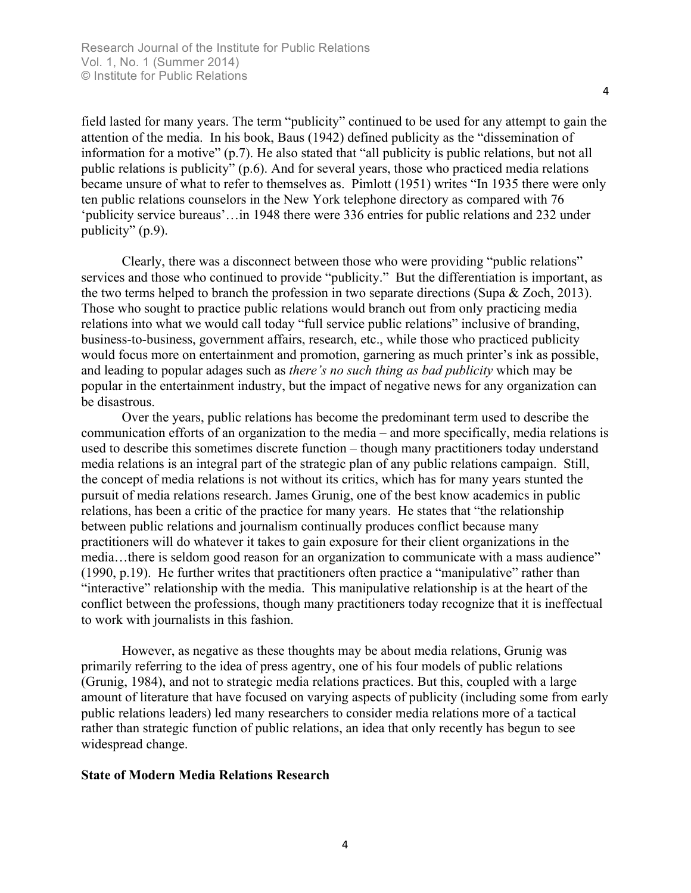field lasted for many years. The term "publicity" continued to be used for any attempt to gain the attention of the media. In his book, Baus (1942) defined publicity as the "dissemination of information for a motive" (p.7). He also stated that "all publicity is public relations, but not all public relations is publicity" (p.6). And for several years, those who practiced media relations became unsure of what to refer to themselves as. Pimlott (1951) writes "In 1935 there were only ten public relations counselors in the New York telephone directory as compared with 76 'publicity service bureaus'…in 1948 there were 336 entries for public relations and 232 under publicity" (p.9).

Clearly, there was a disconnect between those who were providing "public relations" services and those who continued to provide "publicity." But the differentiation is important, as the two terms helped to branch the profession in two separate directions (Supa & Zoch, 2013). Those who sought to practice public relations would branch out from only practicing media relations into what we would call today "full service public relations" inclusive of branding, business-to-business, government affairs, research, etc., while those who practiced publicity would focus more on entertainment and promotion, garnering as much printer's ink as possible, and leading to popular adages such as *there's no such thing as bad publicity* which may be popular in the entertainment industry, but the impact of negative news for any organization can be disastrous.

Over the years, public relations has become the predominant term used to describe the communication efforts of an organization to the media – and more specifically, media relations is used to describe this sometimes discrete function – though many practitioners today understand media relations is an integral part of the strategic plan of any public relations campaign. Still, the concept of media relations is not without its critics, which has for many years stunted the pursuit of media relations research. James Grunig, one of the best know academics in public relations, has been a critic of the practice for many years. He states that "the relationship between public relations and journalism continually produces conflict because many practitioners will do whatever it takes to gain exposure for their client organizations in the media…there is seldom good reason for an organization to communicate with a mass audience" (1990, p.19). He further writes that practitioners often practice a "manipulative" rather than "interactive" relationship with the media. This manipulative relationship is at the heart of the conflict between the professions, though many practitioners today recognize that it is ineffectual to work with journalists in this fashion.

However, as negative as these thoughts may be about media relations, Grunig was primarily referring to the idea of press agentry, one of his four models of public relations (Grunig, 1984), and not to strategic media relations practices. But this, coupled with a large amount of literature that have focused on varying aspects of publicity (including some from early public relations leaders) led many researchers to consider media relations more of a tactical rather than strategic function of public relations, an idea that only recently has begun to see widespread change.

## State of Modern Media Relations Research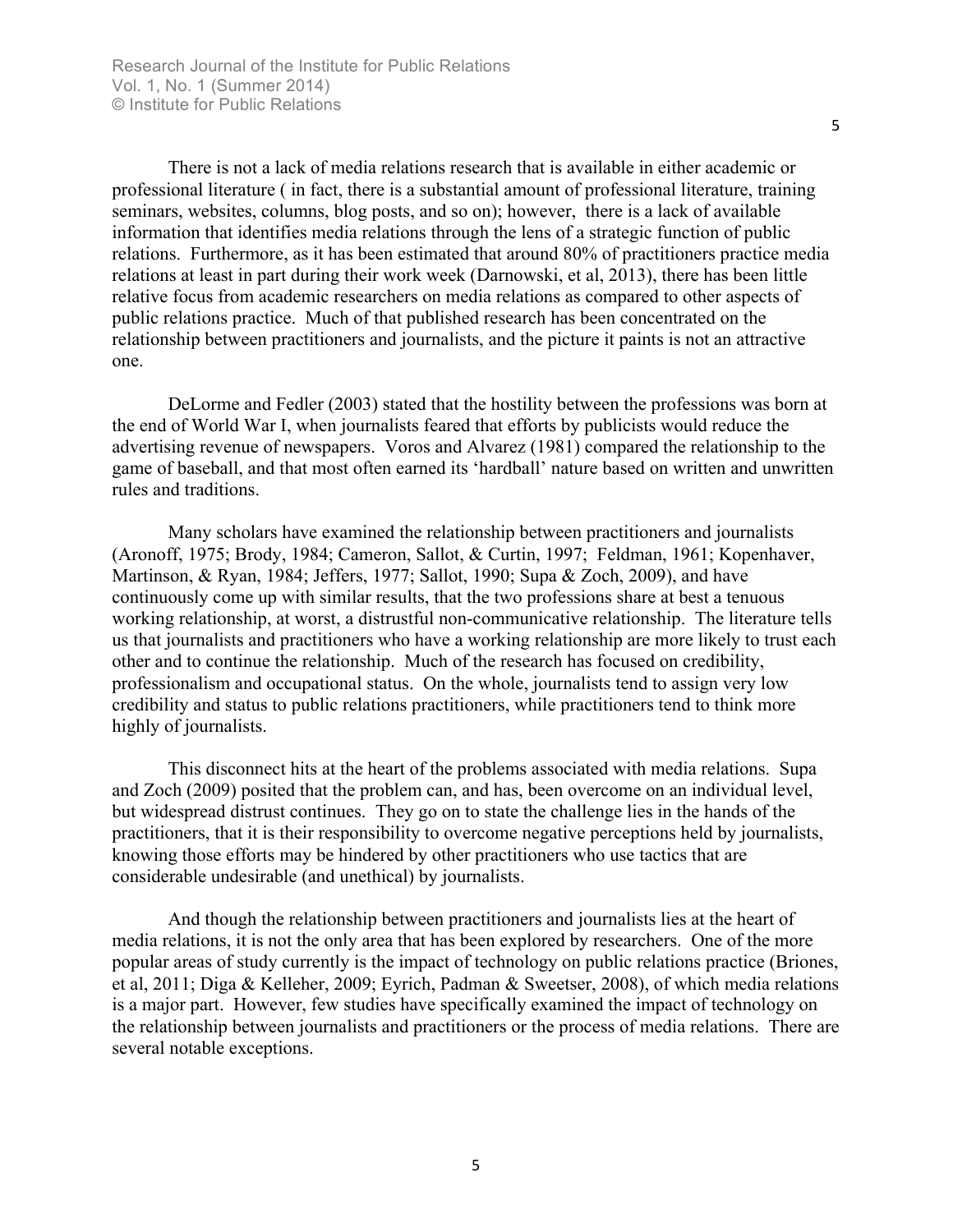There is not a lack of media relations research that is available in either academic or professional literature ( in fact, there is a substantial amount of professional literature, training seminars, websites, columns, blog posts, and so on); however, there is a lack of available information that identifies media relations through the lens of a strategic function of public relations. Furthermore, as it has been estimated that around 80% of practitioners practice media relations at least in part during their work week (Darnowski, et al, 2013), there has been little relative focus from academic researchers on media relations as compared to other aspects of public relations practice. Much of that published research has been concentrated on the relationship between practitioners and journalists, and the picture it paints is not an attractive one.

DeLorme and Fedler (2003) stated that the hostility between the professions was born at the end of World War I, when journalists feared that efforts by publicists would reduce the advertising revenue of newspapers. Voros and Alvarez (1981) compared the relationship to the game of baseball, and that most often earned its 'hardball' nature based on written and unwritten rules and traditions.

Many scholars have examined the relationship between practitioners and journalists (Aronoff, 1975; Brody, 1984; Cameron, Sallot, & Curtin, 1997; Feldman, 1961; Kopenhaver, Martinson, & Ryan, 1984; Jeffers, 1977; Sallot, 1990; Supa & Zoch, 2009), and have continuously come up with similar results, that the two professions share at best a tenuous working relationship, at worst, a distrustful non-communicative relationship. The literature tells us that journalists and practitioners who have a working relationship are more likely to trust each other and to continue the relationship. Much of the research has focused on credibility, professionalism and occupational status. On the whole, journalists tend to assign very low credibility and status to public relations practitioners, while practitioners tend to think more highly of journalists.

This disconnect hits at the heart of the problems associated with media relations. Supa and Zoch (2009) posited that the problem can, and has, been overcome on an individual level, but widespread distrust continues. They go on to state the challenge lies in the hands of the practitioners, that it is their responsibility to overcome negative perceptions held by journalists, knowing those efforts may be hindered by other practitioners who use tactics that are considerable undesirable (and unethical) by journalists.

And though the relationship between practitioners and journalists lies at the heart of media relations, it is not the only area that has been explored by researchers. One of the more popular areas of study currently is the impact of technology on public relations practice (Briones, et al, 2011; Diga & Kelleher, 2009; Eyrich, Padman & Sweetser, 2008), of which media relations is a major part. However, few studies have specifically examined the impact of technology on the relationship between journalists and practitioners or the process of media relations. There are several notable exceptions.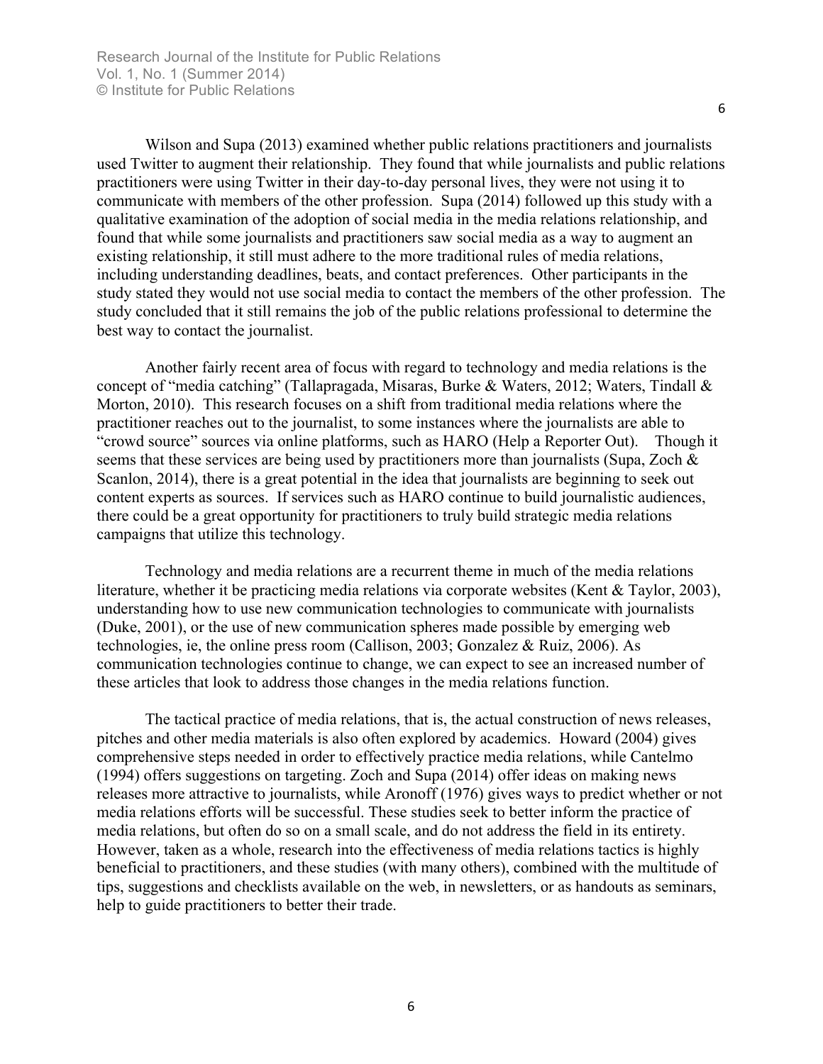Wilson and Supa (2013) examined whether public relations practitioners and journalists used Twitter to augment their relationship. They found that while journalists and public relations practitioners were using Twitter in their day-to-day personal lives, they were not using it to communicate with members of the other profession. Supa (2014) followed up this study with a qualitative examination of the adoption of social media in the media relations relationship, and found that while some journalists and practitioners saw social media as a way to augment an existing relationship, it still must adhere to the more traditional rules of media relations, including understanding deadlines, beats, and contact preferences. Other participants in the study stated they would not use social media to contact the members of the other profession. The study concluded that it still remains the job of the public relations professional to determine the best way to contact the journalist.

Another fairly recent area of focus with regard to technology and media relations is the concept of "media catching" (Tallapragada, Misaras, Burke & Waters, 2012; Waters, Tindall & Morton, 2010). This research focuses on a shift from traditional media relations where the practitioner reaches out to the journalist, to some instances where the journalists are able to "crowd source" sources via online platforms, such as HARO (Help a Reporter Out). Though it seems that these services are being used by practitioners more than journalists (Supa, Zoch & Scanlon, 2014), there is a great potential in the idea that journalists are beginning to seek out content experts as sources. If services such as HARO continue to build journalistic audiences, there could be a great opportunity for practitioners to truly build strategic media relations campaigns that utilize this technology.

Technology and media relations are a recurrent theme in much of the media relations literature, whether it be practicing media relations via corporate websites (Kent & Taylor, 2003), understanding how to use new communication technologies to communicate with journalists (Duke, 2001), or the use of new communication spheres made possible by emerging web technologies, ie, the online press room (Callison, 2003; Gonzalez & Ruiz, 2006). As communication technologies continue to change, we can expect to see an increased number of these articles that look to address those changes in the media relations function.

The tactical practice of media relations, that is, the actual construction of news releases, pitches and other media materials is also often explored by academics. Howard (2004) gives comprehensive steps needed in order to effectively practice media relations, while Cantelmo (1994) offers suggestions on targeting. Zoch and Supa (2014) offer ideas on making news releases more attractive to journalists, while Aronoff (1976) gives ways to predict whether or not media relations efforts will be successful. These studies seek to better inform the practice of media relations, but often do so on a small scale, and do not address the field in its entirety. However, taken as a whole, research into the effectiveness of media relations tactics is highly beneficial to practitioners, and these studies (with many others), combined with the multitude of tips, suggestions and checklists available on the web, in newsletters, or as handouts as seminars, help to guide practitioners to better their trade.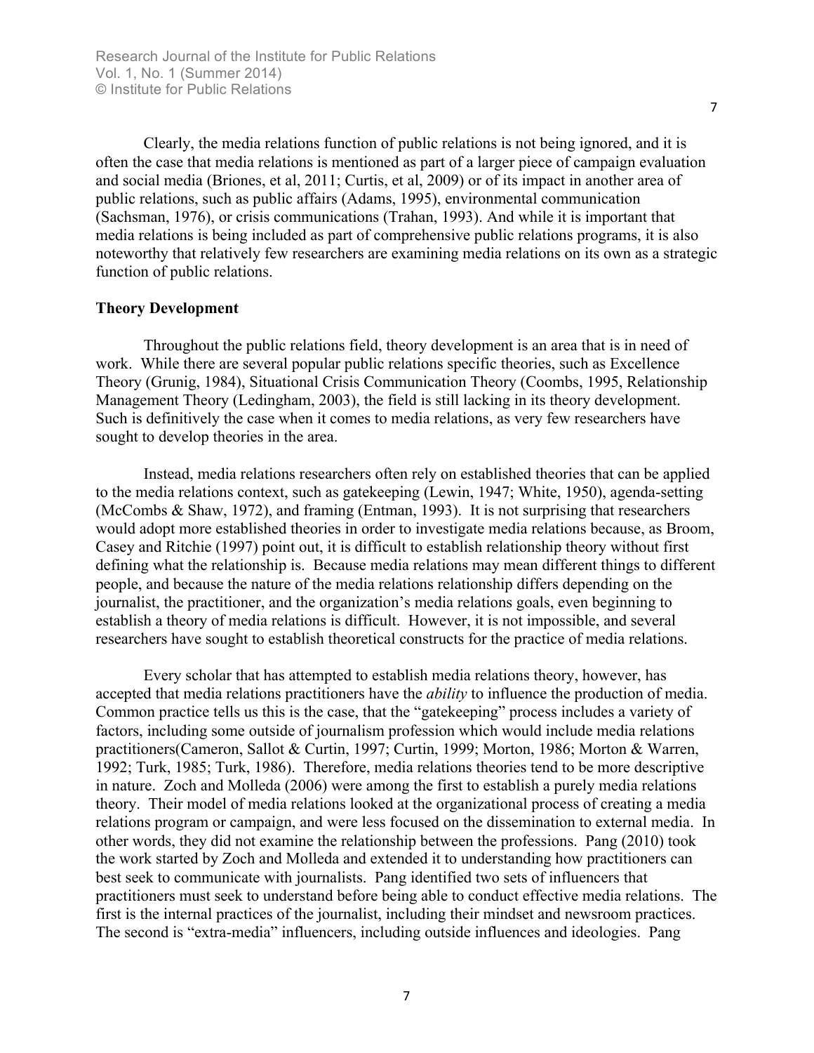Clearly, the media relations function of public relations is not being ignored, and it is often the case that media relations is mentioned as part of a larger piece of campaign evaluation and social media (Briones, et al, 2011; Curtis, et al, 2009) or of its impact in another area of public relations, such as public affairs (Adams, 1995), environmental communication (Sachsman, 1976), or crisis communications (Trahan, 1993). And while it is important that media relations is being included as part of comprehensive public relations programs, it is also noteworthy that relatively few researchers are examining media relations on its own as a strategic function of public relations.

## Theory Development

Throughout the public relations field, theory development is an area that is in need of work. While there are several popular public relations specific theories, such as Excellence Theory (Grunig, 1984), Situational Crisis Communication Theory (Coombs, 1995, Relationship Management Theory (Ledingham, 2003), the field is still lacking in its theory development. Such is definitively the case when it comes to media relations, as very few researchers have sought to develop theories in the area.

Instead, media relations researchers often rely on established theories that can be applied to the media relations context, such as gatekeeping (Lewin, 1947; White, 1950), agenda-setting (McCombs & Shaw, 1972), and framing (Entman, 1993). It is not surprising that researchers would adopt more established theories in order to investigate media relations because, as Broom, Casey and Ritchie (1997) point out, it is difficult to establish relationship theory without first defining what the relationship is. Because media relations may mean different things to different people, and because the nature of the media relations relationship differs depending on the journalist, the practitioner, and the organization's media relations goals, even beginning to establish a theory of media relations is difficult. However, it is not impossible, and several researchers have sought to establish theoretical constructs for the practice of media relations.

Every scholar that has attempted to establish media relations theory, however, has accepted that media relations practitioners have the *ability* to influence the production of media. Common practice tells us this is the case, that the "gatekeeping" process includes a variety of factors, including some outside of journalism profession which would include media relations practitioners(Cameron, Sallot & Curtin, 1997; Curtin, 1999; Morton, 1986; Morton & Warren, 1992; Turk, 1985; Turk, 1986). Therefore, media relations theories tend to be more descriptive in nature. Zoch and Molleda (2006) were among the first to establish a purely media relations theory. Their model of media relations looked at the organizational process of creating a media relations program or campaign, and were less focused on the dissemination to external media. In other words, they did not examine the relationship between the professions. Pang (2010) took the work started by Zoch and Molleda and extended it to understanding how practitioners can best seek to communicate with journalists. Pang identified two sets of influencers that practitioners must seek to understand before being able to conduct effective media relations. The first is the internal practices of the journalist, including their mindset and newsroom practices. The second is "extra-media" influencers, including outside influences and ideologies. Pang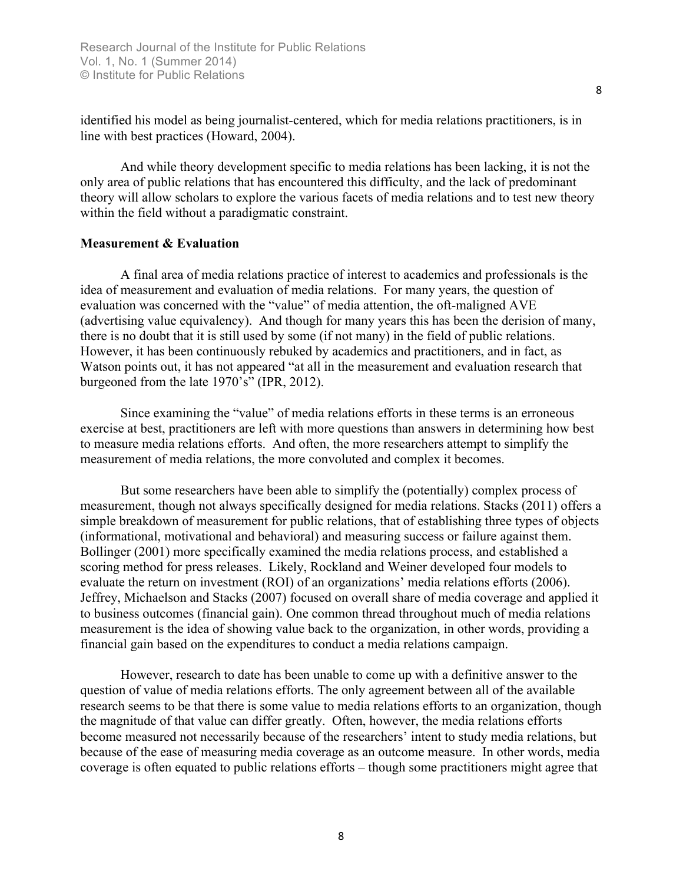identified his model as being journalist-centered, which for media relations practitioners, is in line with best practices (Howard, 2004).

And while theory development specific to media relations has been lacking, it is not the only area of public relations that has encountered this difficulty, and the lack of predominant theory will allow scholars to explore the various facets of media relations and to test new theory within the field without a paradigmatic constraint.

**Measurement & Evaluation**

A final area of media relations practice of interest to academics and professionals is the idea of measurement and evaluation of media relations. For many years, the question of evaluation was concerned with the "value" of media attention, the oft-maligned AVE (advertising value equivalency). And though for many years this has been the derision of many, there is no doubt that it is still used by some (if not many) in the field of public relations. However, it has been continuously rebuked by academics and practitioners, and in fact, as Watson points out, it has not appeared "at all in the measurement and evaluation research that burgeoned from the late 1970's" (IPR, 2012).

Since examining the "value" of media relations efforts in these terms is an erroneous exercise at best, practitioners are left with more questions than answers in determining how best to measure media relations efforts. And often, the more researchers attempt to simplify the measurement of media relations, the more convoluted and complex it becomes.

But some researchers have been able to simplify the (potentially) complex process of measurement, though not always specifically designed for media relations. Stacks (2011) offers a simple breakdown of measurement for public relations, that of establishing three types of objects (informational, motivational and behavioral) and measuring success or failure against them. Bollinger (2001) more specifically examined the media relations process, and established a scoring method for press releases. Likely, Rockland and Weiner developed four models to evaluate the return on investment (ROI) of an organizations' media relations efforts (2006). Jeffrey, Michaelson and Stacks (2007) focused on overall share of media coverage and applied it to business outcomes (financial gain). One common thread throughout much of media relations measurement is the idea of showing value back to the organization, in other words, providing a financial gain based on the expenditures to conduct a media relations campaign.

However, research to date has been unable to come up with a definitive answer to the question of value of media relations efforts. The only agreement between all of the available research seems to be that there is some value to media relations efforts to an organization, though the magnitude of that value can differ greatly. Often, however, the media relations efforts become measured not necessarily because of the researchers' intent to study media relations, but because of the ease of measuring media coverage as an outcome measure. In other words, media coverage is often equated to public relations efforts – though some practitioners might agree that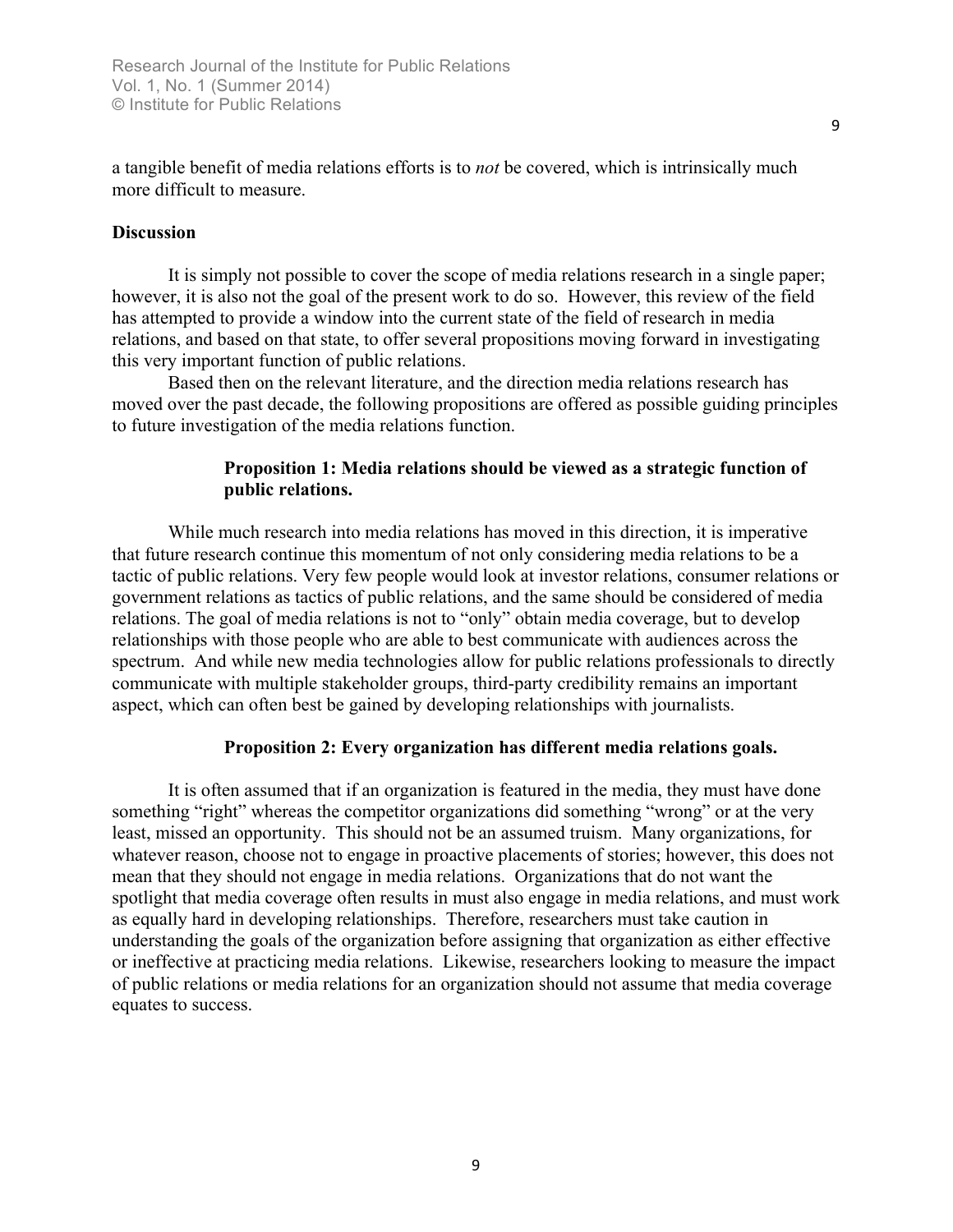a tangible benefit of media relations efforts is to *not* be covered, which is intrinsically much more difficult to measure.

## Discussion

It is simply not possible to cover the scope of media relations research in a single paper; however, it is also not the goal of the present work to do so. However, this review of the field has attempted to provide a window into the current state of the field of research in media relations, and based on that state, to offer several propositions moving forward in investigating this very important function of public relations.

Based then on the relevant literature, and the direction media relations research has moved over the past decade, the following propositions are offered as possible guiding principles to future investigation of the media relations function.

**Proposition 1: Media relations should be viewed as a strategic function of public relations.**

While much research into media relations has moved in this direction, it is imperative that future research continue this momentum of not only considering media relations to be a tactic of public relations. Very few people would look at investor relations, consumer relations or government relations as tactics of public relations, and the same should be considered of media relations. The goal of media relations is not to "only" obtain media coverage, but to develop relationships with those people who are able to best communicate with audiences across the spectrum. And while new media technologies allow for public relations professionals to directly communicate with multiple stakeholder groups, third-party credibility remains an important aspect, which can often best be gained by developing relationships with journalists.

**Proposition 2: Every organization has different media relations goals.**

It is often assumed that if an organization is featured in the media, they must have done something "right" whereas the competitor organizations did something "wrong" or at the very least, missed an opportunity. This should not be an assumed truism. Many organizations, for whatever reason, choose not to engage in proactive placements of stories; however, this does not mean that they should not engage in media relations. Organizations that do not want the spotlight that media coverage often results in must also engage in media relations, and must work as equally hard in developing relationships. Therefore, researchers must take caution in understanding the goals of the organization before assigning that organization as either effective or ineffective at practicing media relations. Likewise, researchers looking to measure the impact of public relations or media relations for an organization should not assume that media coverage equates to success.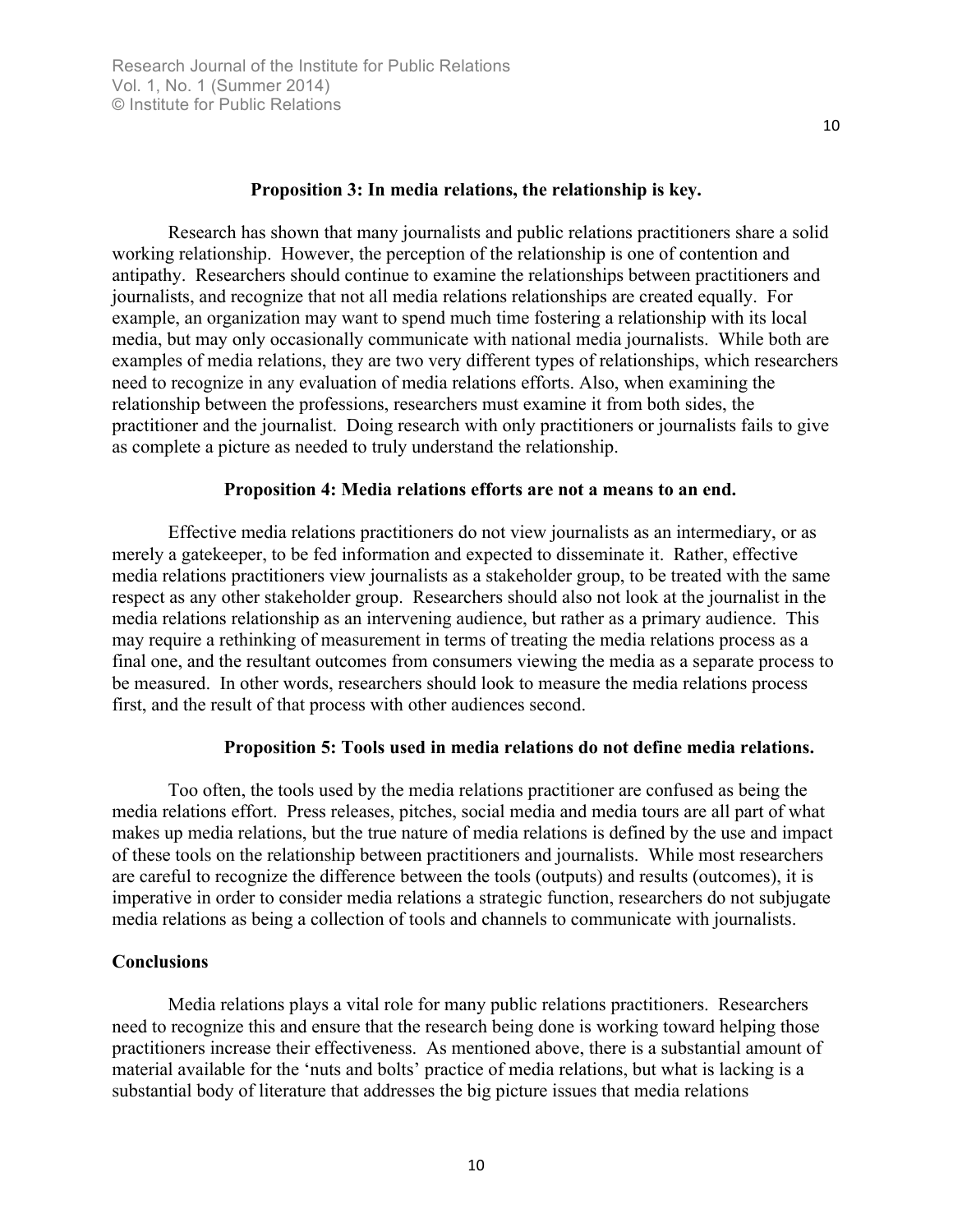### Proposition 3: In media relations, the relationship is key.

Research has shown that many journalists and public relations practitioners share a solid working relationship. However, the perception of the relationship is one of contention and antipathy. Researchers should continue to examine the relationships between practitioners and journalists, and recognize that not all media relations relationships are created equally. For example, an organization may want to spend much time fostering a relationship with its local media, but may only occasionally communicate with national media journalists. While both are examples of media relations, they are two very different types of relationships, which researchers need to recognize in any evaluation of media relations efforts. Also, when examining the relationship between the professions, researchers must examine it from both sides, the practitioner and the journalist. Doing research with only practitioners or journalists fails to give as complete a picture as needed to truly understand the relationship.

### Proposition 4: Media relations efforts are not a means to an end.

Effective media relations practitioners do not view journalists as an intermediary, or as merely a gatekeeper, to be fed information and expected to disseminate it. Rather, effective media relations practitioners view journalists as a stakeholder group, to be treated with the same respect as any other stakeholder group. Researchers should also not look at the journalist in the media relations relationship as an intervening audience, but rather as a primary audience. This may require a rethinking of measurement in terms of treating the media relations process as a final one, and the resultant outcomes from consumers viewing the media as a separate process to be measured. In other words, researchers should look to measure the media relations process first, and the result of that process with other audiences second.

### Proposition 5: Tools used in media relations do not define media relations.

Too often, the tools used by the media relations practitioner are confused as being the media relations effort. Press releases, pitches, social media and media tours are all part of what makes up media relations, but the true nature of media relations is defined by the use and impact of these tools on the relationship between practitioners and journalists. While most researchers are careful to recognize the difference between the tools (outputs) and results (outcomes), it is imperative in order to consider media relations a strategic function, researchers do not subjugate media relations as being a collection of tools and channels to communicate with journalists.

## Conclusions

Media relations plays a vital role for many public relations practitioners. Researchers need to recognize this and ensure that the research being done is working toward helping those practitioners increase their effectiveness. As mentioned above, there is a substantial amount of material available for the 'nuts and bolts' practice of media relations, but what is lacking is a substantial body of literature that addresses the big picture issues that media relations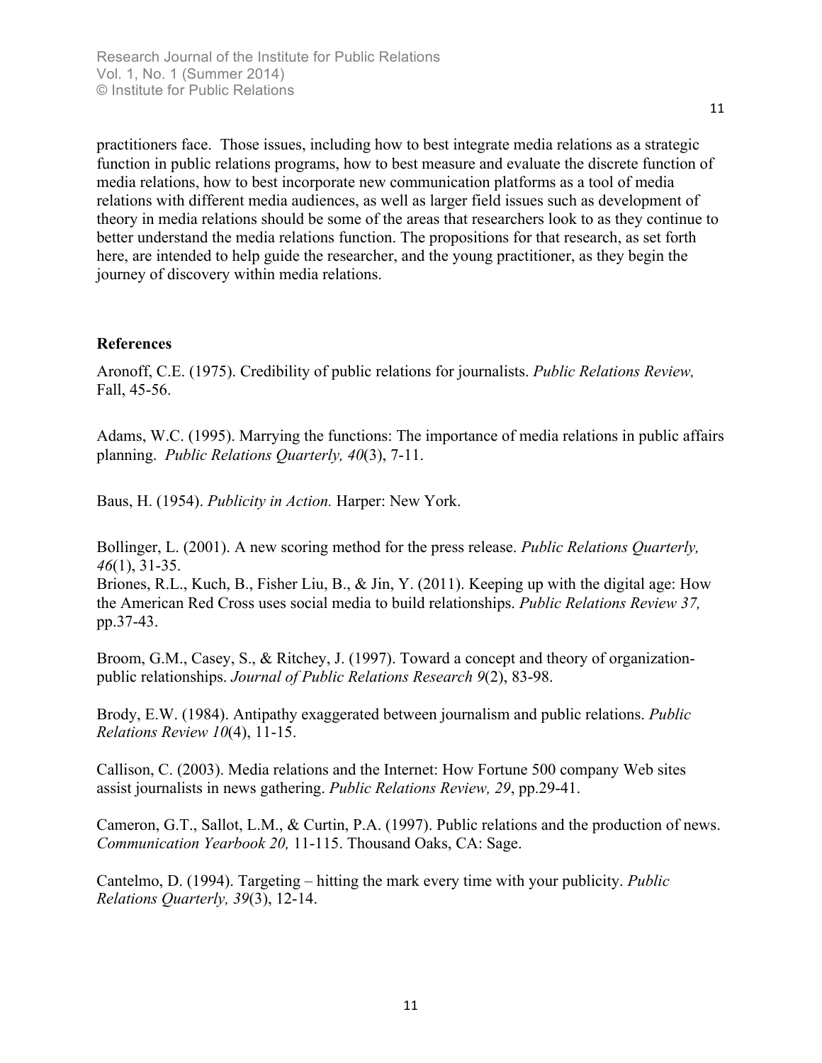practitioners face. Those issues, including how to best integrate media relations as a strategic function in public relations programs, how to best measure and evaluate the discrete function of media relations, how to best incorporate new communication platforms as a tool of media relations with different media audiences, as well as larger field issues such as development of theory in media relations should be some of the areas that researchers look to as they continue to better understand the media relations function. The propositions for that research, as set forth here, are intended to help guide the researcher, and the young practitioner, as they begin the journey of discovery within media relations.

**References**

Aronoff, C.E. (1975). Credibility of public relations for journalists. *Public Relations Review,* Fall, 45-56.

Adams, W.C. (1995). Marrying the functions: The importance of media relations in public affairs planning. *Public Relations Quarterly, 40*(3), 7-11.

Baus, H. (1954). *Publicity in Action.* Harper: New York.

Bollinger, L. (2001). A new scoring method for the press release. *Public Relations Quarterly, 46*(1), 31-35.

Briones, R.L., Kuch, B., Fisher Liu, B., & Jin, Y. (2011). Keeping up with the digital age: How the American Red Cross uses social media to build relationships. *Public Relations Review 37,* pp.37-43.

Broom, G.M., Casey, S., & Ritchey, J. (1997). Toward a concept and theory of organization-public relationships. *Journal of Public Relations Research 9*(2), 83-98.

Brody, E.W. (1984). Antipathy exaggerated between journalism and public relations. *Public Relations Review 10*(4), 11-15.

Callison, C. (2003). Media relations and the Internet: How Fortune 500 company Web sites assist journalists in news gathering. *Public Relations Review, 29*, pp.29-41.

Cameron, G.T., Sallot, L.M., & Curtin, P.A. (1997). Public relations and the production of news. *Communication Yearbook 20,* 11-115. Thousand Oaks, CA: Sage.

Cantelmo, D. (1994). Targeting – hitting the mark every time with your publicity. *Public Relations Quarterly, 39*(3), 12-14.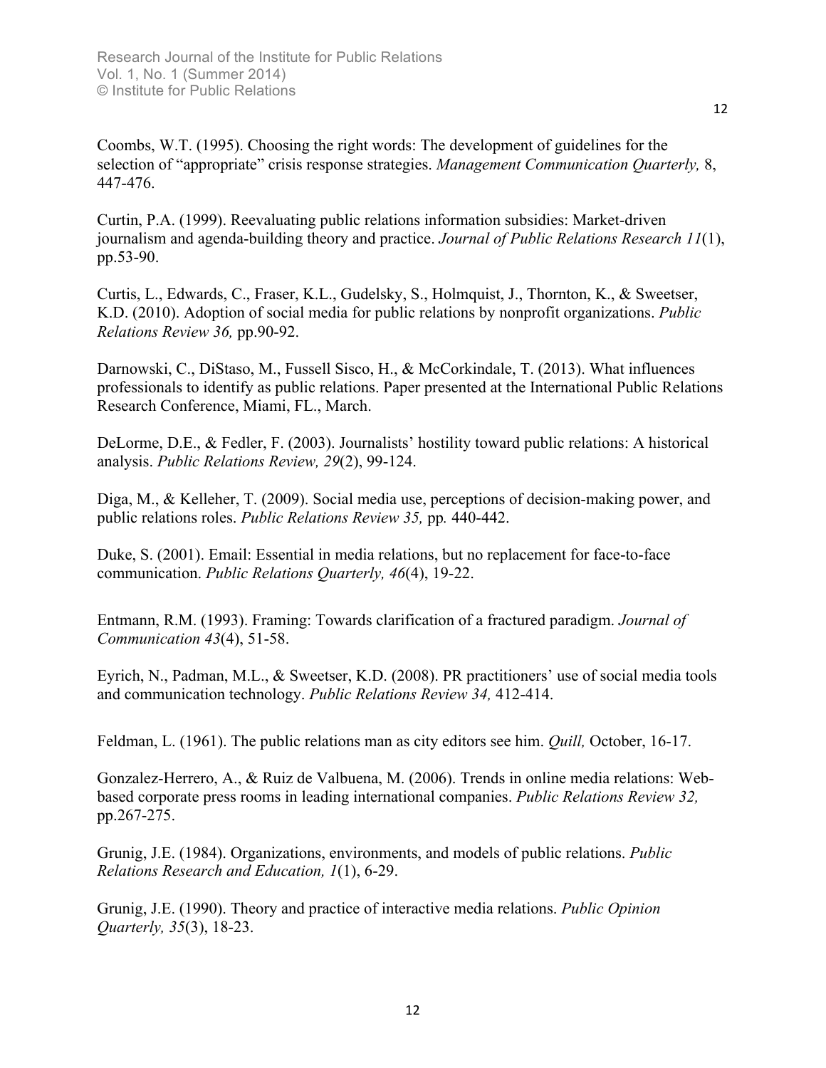Coombs, W.T. (1995). Choosing the right words: The development of guidelines for the selection of "appropriate" crisis response strategies. *Management Communication Quarterly,* 8, 447-476.

Curtin, P.A. (1999). Reevaluating public relations information subsidies: Market-driven journalism and agenda-building theory and practice. *Journal of Public Relations Research 11*(1), pp.53-90.

Curtis, L., Edwards, C., Fraser, K.L., Gudelsky, S., Holmquist, J., Thornton, K., & Sweetser, K.D. (2010). Adoption of social media for public relations by nonprofit organizations. *Public Relations Review 36,* pp.90-92.

Darnowski, C., DiStaso, M., Fussell Sisco, H., & McCorkindale, T. (2013). What influences professionals to identify as public relations. Paper presented at the International Public Relations Research Conference, Miami, FL., March.

DeLorme, D.E., & Fedler, F. (2003). Journalists' hostility toward public relations: A historical analysis. *Public Relations Review, 29*(2), 99-124.

Diga, M., & Kelleher, T. (2009). Social media use, perceptions of decision-making power, and public relations roles. *Public Relations Review 35,* pp*.* 440-442.

Duke, S. (2001). Email: Essential in media relations, but no replacement for face-to-face communication. *Public Relations Quarterly, 46*(4), 19-22.

Entmann, R.M. (1993). Framing: Towards clarification of a fractured paradigm. *Journal of Communication 43*(4), 51-58.

Eyrich, N., Padman, M.L., & Sweetser, K.D. (2008). PR practitioners' use of social media tools and communication technology. *Public Relations Review 34,* 412-414.

Feldman, L. (1961). The public relations man as city editors see him. *Quill,* October, 16-17.

Gonzalez-Herrero, A., & Ruiz de Valbuena, M. (2006). Trends in online media relations: Web-based corporate press rooms in leading international companies. *Public Relations Review 32,* pp.267-275.

Grunig, J.E. (1984). Organizations, environments, and models of public relations. *Public Relations Research and Education, 1*(1), 6-29.

Grunig, J.E. (1990). Theory and practice of interactive media relations. *Public Opinion Quarterly, 35*(3), 18-23.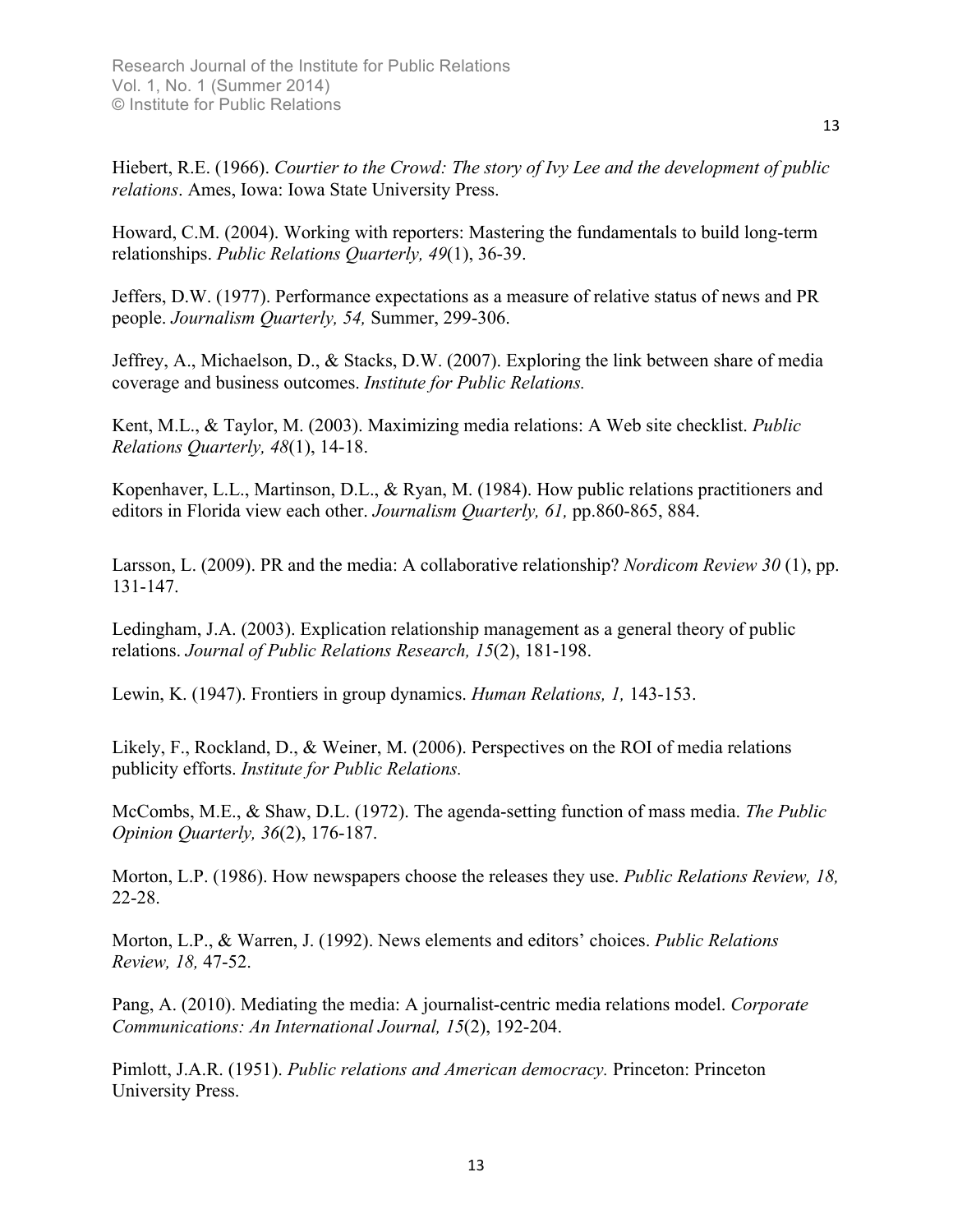Hiebert, R.E. (1966). *Courtier to the Crowd: The story of Ivy Lee and the development of public relations*. Ames, Iowa: Iowa State University Press.

Howard, C.M. (2004). Working with reporters: Mastering the fundamentals to build long-term relationships. *Public Relations Quarterly, 49*(1), 36-39.

Jeffers, D.W. (1977). Performance expectations as a measure of relative status of news and PR people. *Journalism Quarterly, 54,* Summer, 299-306.

Jeffrey, A., Michaelson, D., & Stacks, D.W. (2007). Exploring the link between share of media coverage and business outcomes. *Institute for Public Relations.*

Kent, M.L., & Taylor, M. (2003). Maximizing media relations: A Web site checklist. *Public Relations Quarterly, 48*(1), 14-18.

Kopenhaver, L.L., Martinson, D.L., & Ryan, M. (1984). How public relations practitioners and editors in Florida view each other. *Journalism Quarterly, 61,* pp.860-865, 884.

Larsson, L. (2009). PR and the media: A collaborative relationship? *Nordicom Review 30* (1), pp. 131-147.

Ledingham, J.A. (2003). Explication relationship management as a general theory of public relations. *Journal of Public Relations Research, 15*(2), 181-198.

Lewin, K. (1947). Frontiers in group dynamics. *Human Relations, 1,* 143-153.

Likely, F., Rockland, D., & Weiner, M. (2006). Perspectives on the ROI of media relations publicity efforts. *Institute for Public Relations.*

McCombs, M.E., & Shaw, D.L. (1972). The agenda-setting function of mass media. *The Public Opinion Quarterly, 36*(2), 176-187.

Morton, L.P. (1986). How newspapers choose the releases they use. *Public Relations Review, 18,* 22-28.

Morton, L.P., & Warren, J. (1992). News elements and editors' choices. *Public Relations Review, 18,* 47-52.

Pang, A. (2010). Mediating the media: A journalist-centric media relations model. *Corporate Communications: An International Journal, 15*(2), 192-204.

Pimlott, J.A.R. (1951). *Public relations and American democracy.* Princeton: Princeton University Press.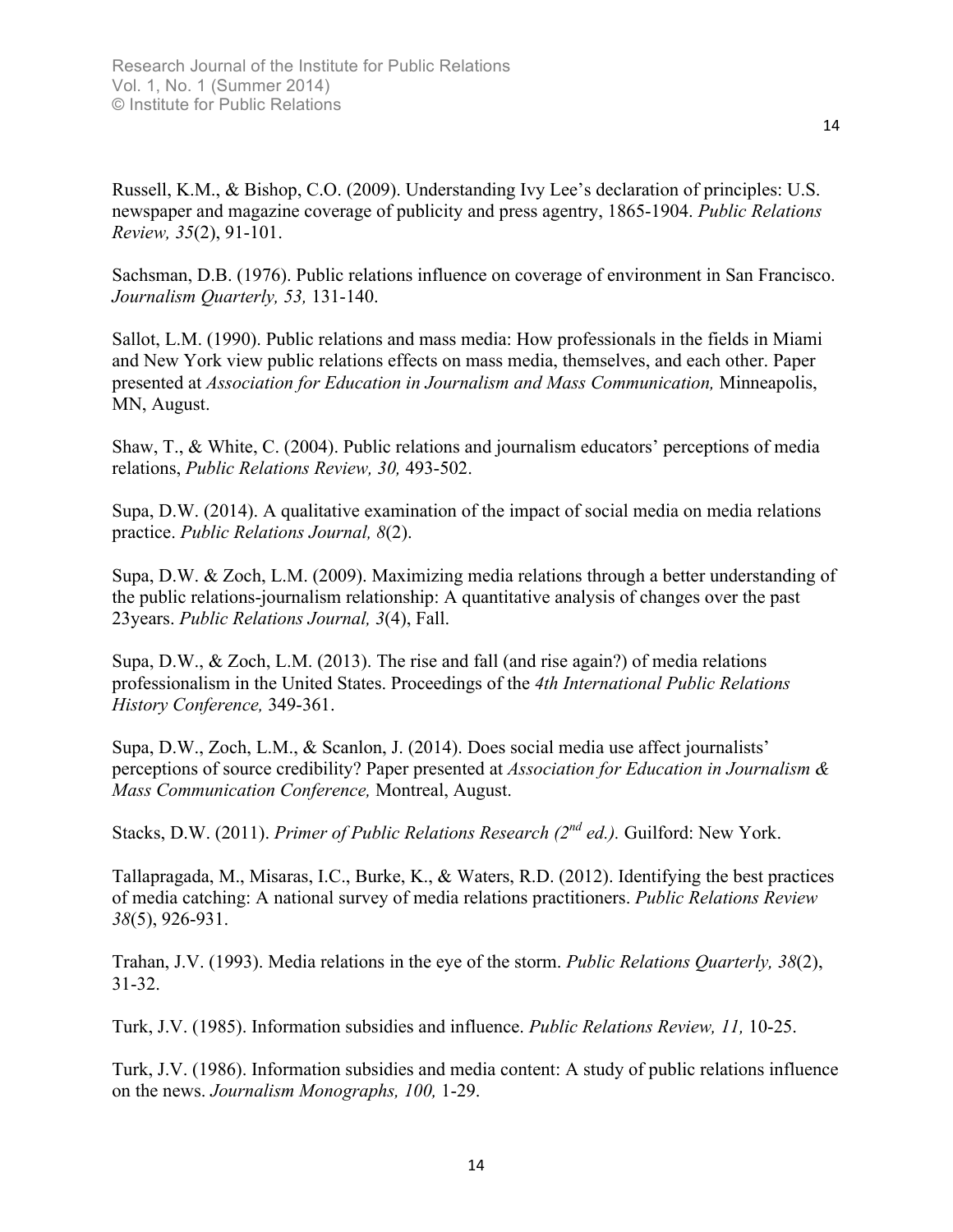Russell, K.M., & Bishop, C.O. (2009). Understanding Ivy Lee's declaration of principles: U.S. newspaper and magazine coverage of publicity and press agentry, 1865-1904. *Public Relations Review, 35*(2), 91-101.

Sachsman, D.B. (1976). Public relations influence on coverage of environment in San Francisco. *Journalism Quarterly, 53,* 131-140.

Sallot, L.M. (1990). Public relations and mass media: How professionals in the fields in Miami and New York view public relations effects on mass media, themselves, and each other. Paper presented at *Association for Education in Journalism and Mass Communication,* Minneapolis, MN, August.

Shaw, T., & White, C. (2004). Public relations and journalism educators' perceptions of media relations, *Public Relations Review, 30,* 493-502.

Supa, D.W. (2014). A qualitative examination of the impact of social media on media relations practice. *Public Relations Journal, 8*(2).

Supa, D.W. & Zoch, L.M. (2009). Maximizing media relations through a better understanding of the public relations-journalism relationship: A quantitative analysis of changes over the past 23years. *Public Relations Journal, 3*(4), Fall.

Supa, D.W., & Zoch, L.M. (2013). The rise and fall (and rise again?) of media relations professionalism in the United States. Proceedings of the *4th International Public Relations History Conference,* 349-361.

Supa, D.W., Zoch, L.M., & Scanlon, J. (2014). Does social media use affect journalists' perceptions of source credibility? Paper presented at *Association for Education in Journalism & Mass Communication Conference,* Montreal, August.

Stacks, D.W. (2011). *Primer of Public Relations Research (2nd ed.).* Guilford: New York.

Tallapragada, M., Misaras, I.C., Burke, K., & Waters, R.D. (2012). Identifying the best practices of media catching: A national survey of media relations practitioners. *Public Relations Review 38*(5), 926-931.

Trahan, J.V. (1993). Media relations in the eye of the storm. *Public Relations Quarterly, 38*(2), 31-32.

Turk, J.V. (1985). Information subsidies and influence. *Public Relations Review, 11,* 10-25.

Turk, J.V. (1986). Information subsidies and media content: A study of public relations influence on the news. *Journalism Monographs, 100,* 1-29.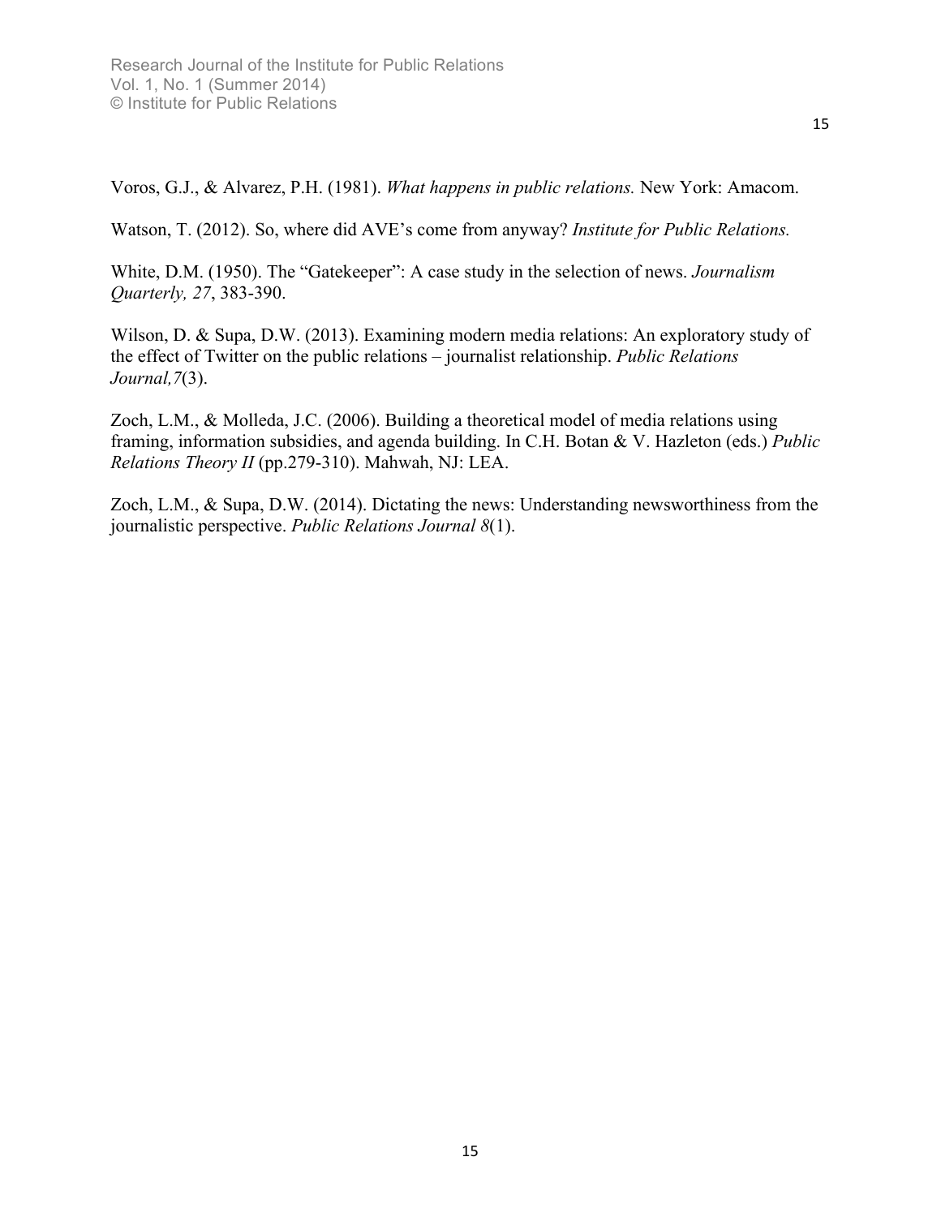Voros, G.J., & Alvarez, P.H. (1981). *What happens in public relations.* New York: Amacom.

Watson, T. (2012). So, where did AVE's come from anyway? *Institute for Public Relations.*

White, D.M. (1950). The "Gatekeeper": A case study in the selection of news. *Journalism Quarterly, 27*, 383-390.

Wilson, D. & Supa, D.W. (2013). Examining modern media relations: An exploratory study of the effect of Twitter on the public relations – journalist relationship. *Public Relations Journal,7*(3).

Zoch, L.M., & Molleda, J.C. (2006). Building a theoretical model of media relations using framing, information subsidies, and agenda building. In C.H. Botan & V. Hazleton (eds.) *Public Relations Theory II* (pp.279-310). Mahwah, NJ: LEA.

Zoch, L.M., & Supa, D.W. (2014). Dictating the news: Understanding newsworthiness from the journalistic perspective. *Public Relations Journal 8*(1).